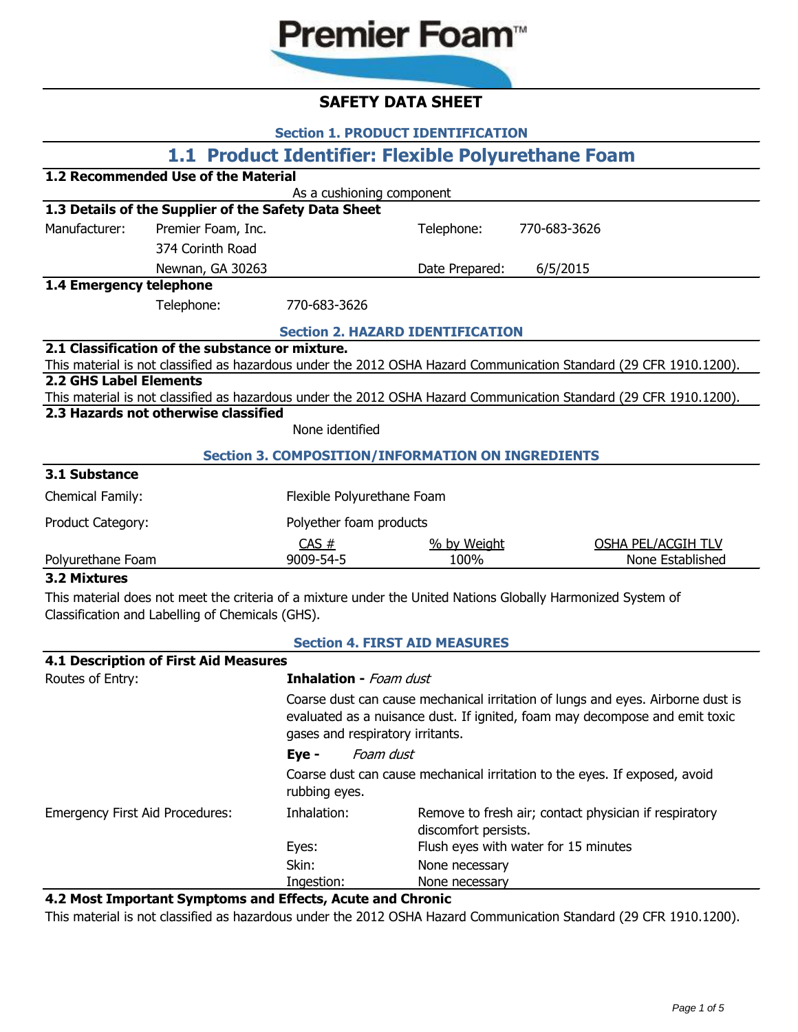Premier Foam™

# SAFETY DATA SHEET

## Section 1. PRODUCT IDENTIFICATION

## 1.1 Product Identifier: Flexible Polyurethane Foam

### 1.2 Recommended Use of the Material

As a cushioning component

### 1.3 Details of the Supplier of the Safety Data Sheet

| | | | |
|---|---|---|---|
| Manufacturer: | Premier Foam, Inc. | Telephone: | 770-683-3626 |
| | 374 Corinth Road | | |
| | Newnan, GA 30263 | Date Prepared: | 6/5/2015 |

### 1.4 Emergency telephone

Telephone: 770-683-3626

## Section 2. HAZARD IDENTIFICATION

### 2.1 Classification of the substance or mixture.

This material is not classified as hazardous under the 2012 OSHA Hazard Communication Standard (29 CFR 1910.1200).

### 2.2 GHS Label Elements

This material is not classified as hazardous under the 2012 OSHA Hazard Communication Standard (29 CFR 1910.1200).

### 2.3 Hazards not otherwise classified

None identified

## Section 3. COMPOSITION/INFORMATION ON INGREDIENTS

### 3.1 Substance

Chemical Family: Flexible Polyurethane Foam

Product Category: Polyether foam products

| | CAS # | % by Weight | OSHA PEL/ACGIH TLV |
|---|---|---|---|
| Polyurethane Foam | 9009-54-5 | 100% | None Established |

### 3.2 Mixtures

This material does not meet the criteria of a mixture under the United Nations Globally Harmonized System of Classification and Labelling of Chemicals (GHS).

## Section 4. FIRST AID MEASURES

### 4.1 Description of First Aid Measures

Routes of Entry:

**Inhalation -** *Foam dust*

Coarse dust can cause mechanical irritation of lungs and eyes. Airborne dust is evaluated as a nuisance dust. If ignited, foam may decompose and emit toxic gases and respiratory irritants.

**Eye -** *Foam dust*

Coarse dust can cause mechanical irritation to the eyes. If exposed, avoid rubbing eyes.

Emergency First Aid Procedures:

| | |
|---|---|
| Inhalation: | Remove to fresh air; contact physician if respiratory discomfort persists. |
| Eyes: | Flush eyes with water for 15 minutes |
| Skin: | None necessary |
| Ingestion: | None necessary |

### 4.2 Most Important Symptoms and Effects, Acute and Chronic

This material is not classified as hazardous under the 2012 OSHA Hazard Communication Standard (29 CFR 1910.1200).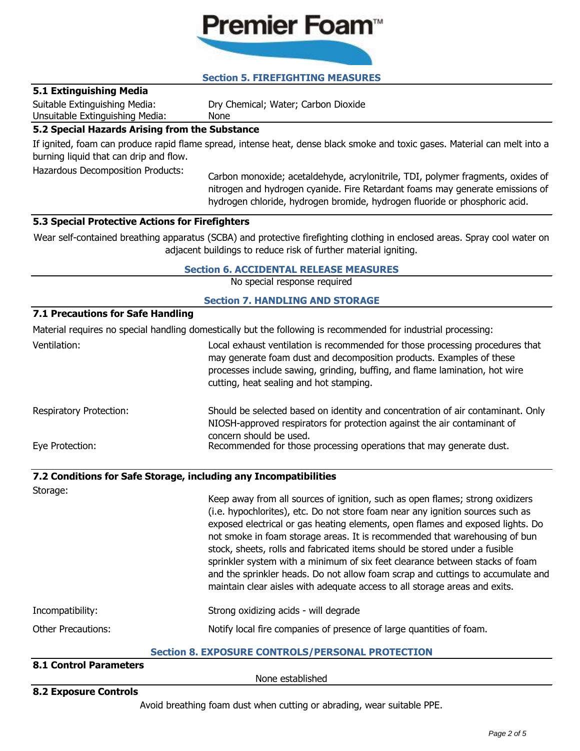Premier Foam™

## Section 5. FIREFIGHTING MEASURES

### 5.1 Extinguishing Media

| | |
|---|---|
| Suitable Extinguishing Media: | Dry Chemical; Water; Carbon Dioxide |
| Unsuitable Extinguishing Media: | None |

### 5.2 Special Hazards Arising from the Substance

If ignited, foam can produce rapid flame spread, intense heat, dense black smoke and toxic gases. Material can melt into a burning liquid that can drip and flow.

Hazardous Decomposition Products: Carbon monoxide; acetaldehyde, acrylonitrile, TDI, polymer fragments, oxides of nitrogen and hydrogen cyanide. Fire Retardant foams may generate emissions of hydrogen chloride, hydrogen bromide, hydrogen fluoride or phosphoric acid.

### 5.3 Special Protective Actions for Firefighters

Wear self-contained breathing apparatus (SCBA) and protective firefighting clothing in enclosed areas. Spray cool water on adjacent buildings to reduce risk of further material igniting.

## Section 6. ACCIDENTAL RELEASE MEASURES

No special response required

## Section 7. HANDLING AND STORAGE

### 7.1 Precautions for Safe Handling

Material requires no special handling domestically but the following is recommended for industrial processing:

Ventilation: Local exhaust ventilation is recommended for those processing procedures that may generate foam dust and decomposition products. Examples of these processes include sawing, grinding, buffing, and flame lamination, hot wire cutting, heat sealing and hot stamping.

Respiratory Protection: Should be selected based on identity and concentration of air contaminant. Only NIOSH-approved respirators for protection against the air contaminant of concern should be used.

Eye Protection: Recommended for those processing operations that may generate dust.

### 7.2 Conditions for Safe Storage, including any Incompatibilities

Storage: Keep away from all sources of ignition, such as open flames; strong oxidizers (i.e. hypochlorites), etc. Do not store foam near any ignition sources such as exposed electrical or gas heating elements, open flames and exposed lights. Do not smoke in foam storage areas. It is recommended that warehousing of bun stock, sheets, rolls and fabricated items should be stored under a fusible sprinkler system with a minimum of six feet clearance between stacks of foam and the sprinkler heads. Do not allow foam scrap and cuttings to accumulate and maintain clear aisles with adequate access to all storage areas and exits.

Incompatibility: Strong oxidizing acids - will degrade

Other Precautions: Notify local fire companies of presence of large quantities of foam.

## Section 8. EXPOSURE CONTROLS/PERSONAL PROTECTION

### 8.1 Control Parameters

None established

### 8.2 Exposure Controls

Avoid breathing foam dust when cutting or abrading, wear suitable PPE.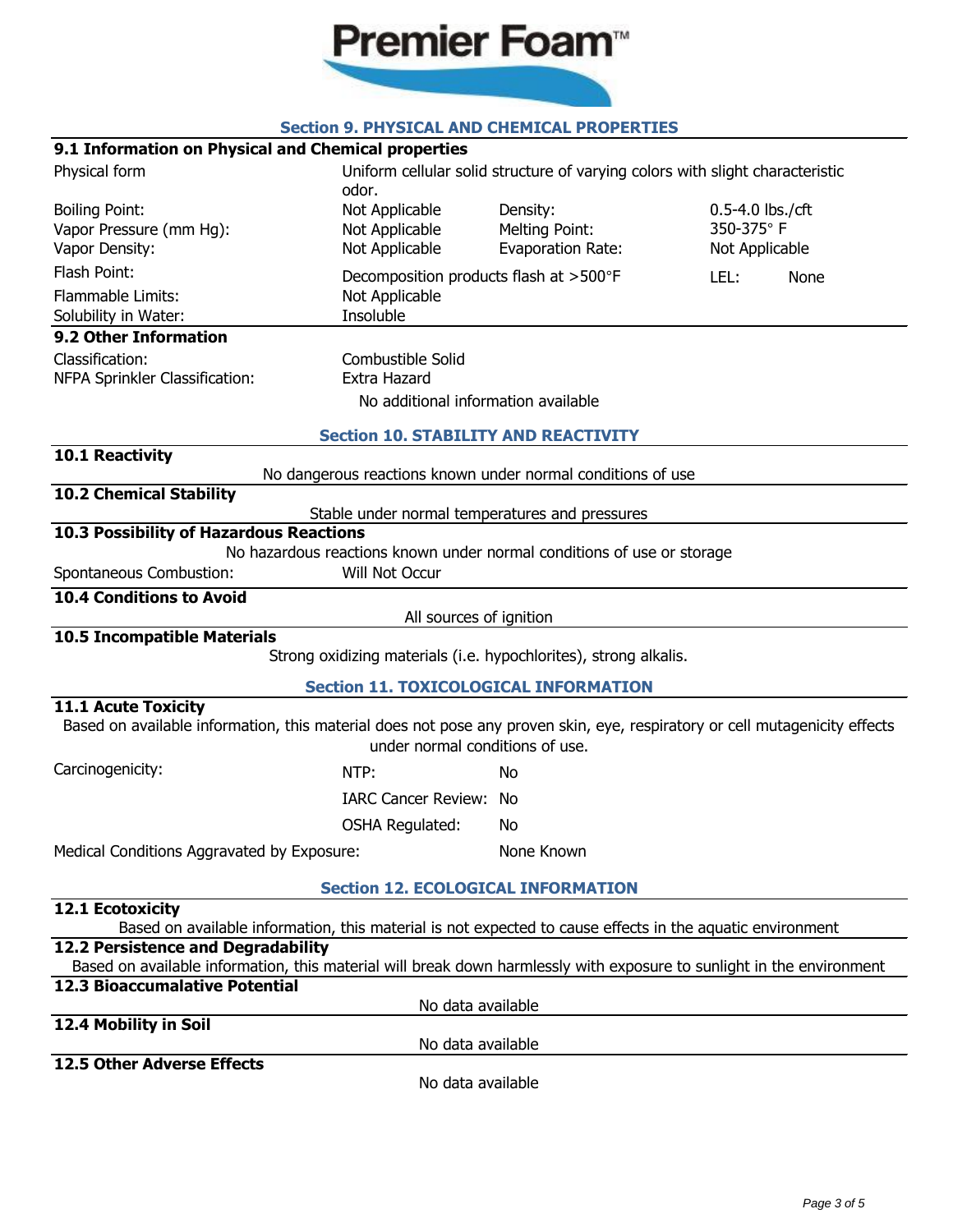## Section 9. PHYSICAL AND CHEMICAL PROPERTIES

### 9.1 Information on Physical and Chemical properties

Physical form: Uniform cellular solid structure of varying colors with slight characteristic odor.

| | | | |
|---|---|---|---|
| Boiling Point: | Not Applicable | Density: | 0.5-4.0 lbs./cft |
| Vapor Pressure (mm Hg): | Not Applicable | Melting Point: | 350-375° F |
| Vapor Density: | Not Applicable | Evaporation Rate: | Not Applicable |
| Flash Point: | Decomposition products flash at >500°F | LEL: | None |
| Flammable Limits: | Not Applicable | | |
| Solubility in Water: | Insoluble | | |

### 9.2 Other Information

Classification: Combustible Solid

NFPA Sprinkler Classification: Extra Hazard

No additional information available

## Section 10. STABILITY AND REACTIVITY

### 10.1 Reactivity

No dangerous reactions known under normal conditions of use

### 10.2 Chemical Stability

Stable under normal temperatures and pressures

### 10.3 Possibility of Hazardous Reactions

No hazardous reactions known under normal conditions of use or storage

Spontaneous Combustion: Will Not Occur

### 10.4 Conditions to Avoid

All sources of ignition

### 10.5 Incompatible Materials

Strong oxidizing materials (i.e. hypochlorites), strong alkalis.

## Section 11. TOXICOLOGICAL INFORMATION

### 11.1 Acute Toxicity

Based on available information, this material does not pose any proven skin, eye, respiratory or cell mutagenicity effects under normal conditions of use.

Carcinogenicity:

| | |
|---|---|
| NTP: | No |
| IARC Cancer Review: | No |
| OSHA Regulated: | No |

Medical Conditions Aggravated by Exposure: None Known

## Section 12. ECOLOGICAL INFORMATION

### 12.1 Ecotoxicity

Based on available information, this material is not expected to cause effects in the aquatic environment

### 12.2 Persistence and Degradability

Based on available information, this material will break down harmlessly with exposure to sunlight in the environment

### 12.3 Bioaccumalative Potential

No data available

### 12.4 Mobility in Soil

No data available

### 12.5 Other Adverse Effects

No data available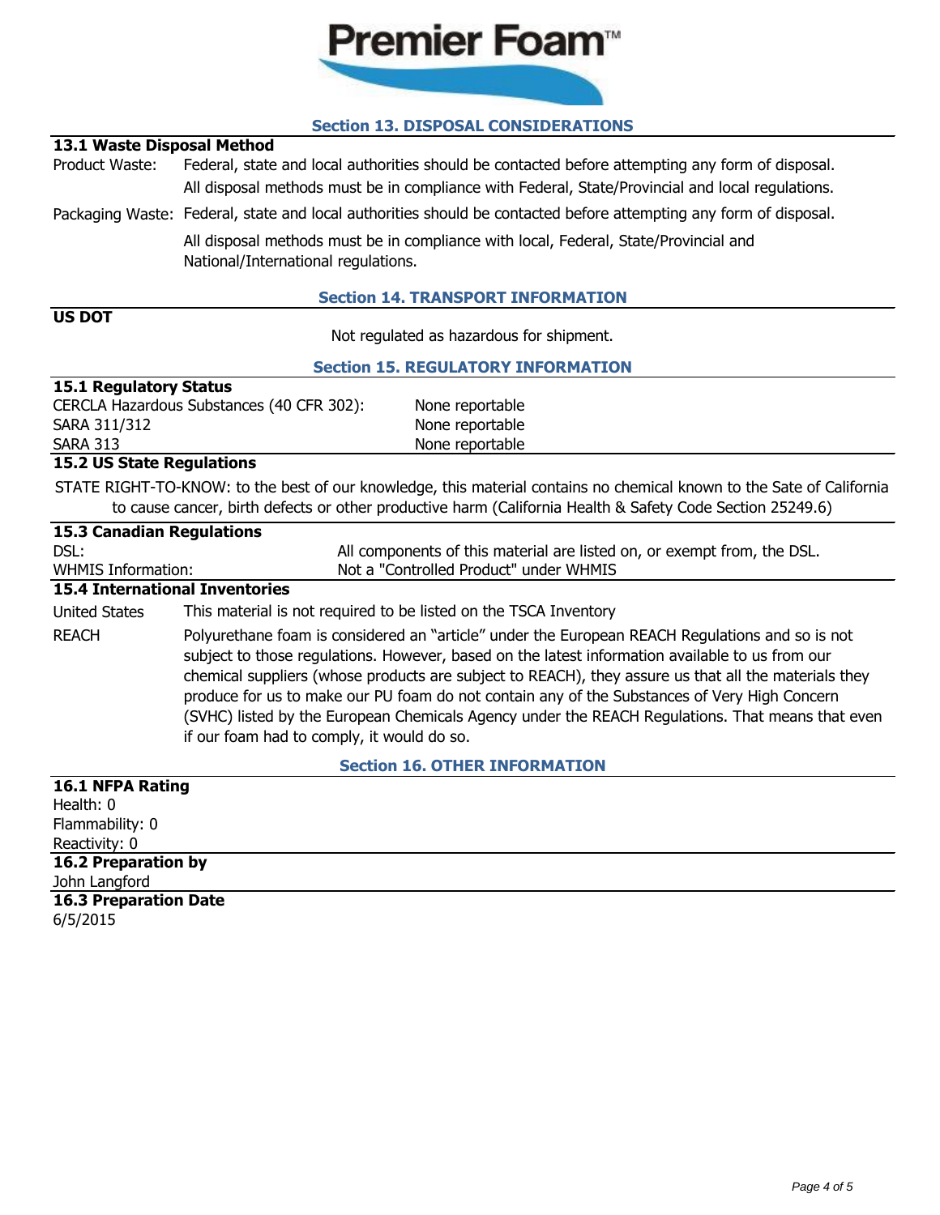## Section 13. DISPOSAL CONSIDERATIONS

### 13.1 Waste Disposal Method

Product Waste: Federal, state and local authorities should be contacted before attempting any form of disposal. All disposal methods must be in compliance with Federal, State/Provincial and local regulations.

Packaging Waste: Federal, state and local authorities should be contacted before attempting any form of disposal.

All disposal methods must be in compliance with local, Federal, State/Provincial and National/International regulations.

## Section 14. TRANSPORT INFORMATION

**US DOT**

Not regulated as hazardous for shipment.

## Section 15. REGULATORY INFORMATION

### 15.1 Regulatory Status

| | |
|---|---|
| CERCLA Hazardous Substances (40 CFR 302): | None reportable |
| SARA 311/312 | None reportable |
| SARA 313 | None reportable |

### 15.2 US State Regulations

STATE RIGHT-TO-KNOW: to the best of our knowledge, this material contains no chemical known to the Sate of California to cause cancer, birth defects or other productive harm (California Health & Safety Code Section 25249.6)

### 15.3 Canadian Regulations

| | |
|---|---|
| DSL: | All components of this material are listed on, or exempt from, the DSL. |
| WHMIS Information: | Not a "Controlled Product" under WHMIS |

### 15.4 International Inventories

United States: This material is not required to be listed on the TSCA Inventory

REACH: Polyurethane foam is considered an "article" under the European REACH Regulations and so is not subject to those regulations. However, based on the latest information available to us from our chemical suppliers (whose products are subject to REACH), they assure us that all the materials they produce for us to make our PU foam do not contain any of the Substances of Very High Concern (SVHC) listed by the European Chemicals Agency under the REACH Regulations. That means that even if our foam had to comply, it would do so.

## Section 16. OTHER INFORMATION

### 16.1 NFPA Rating

Health: 0
Flammability: 0
Reactivity: 0

### 16.2 Preparation by

John Langford

### 16.3 Preparation Date

6/5/2015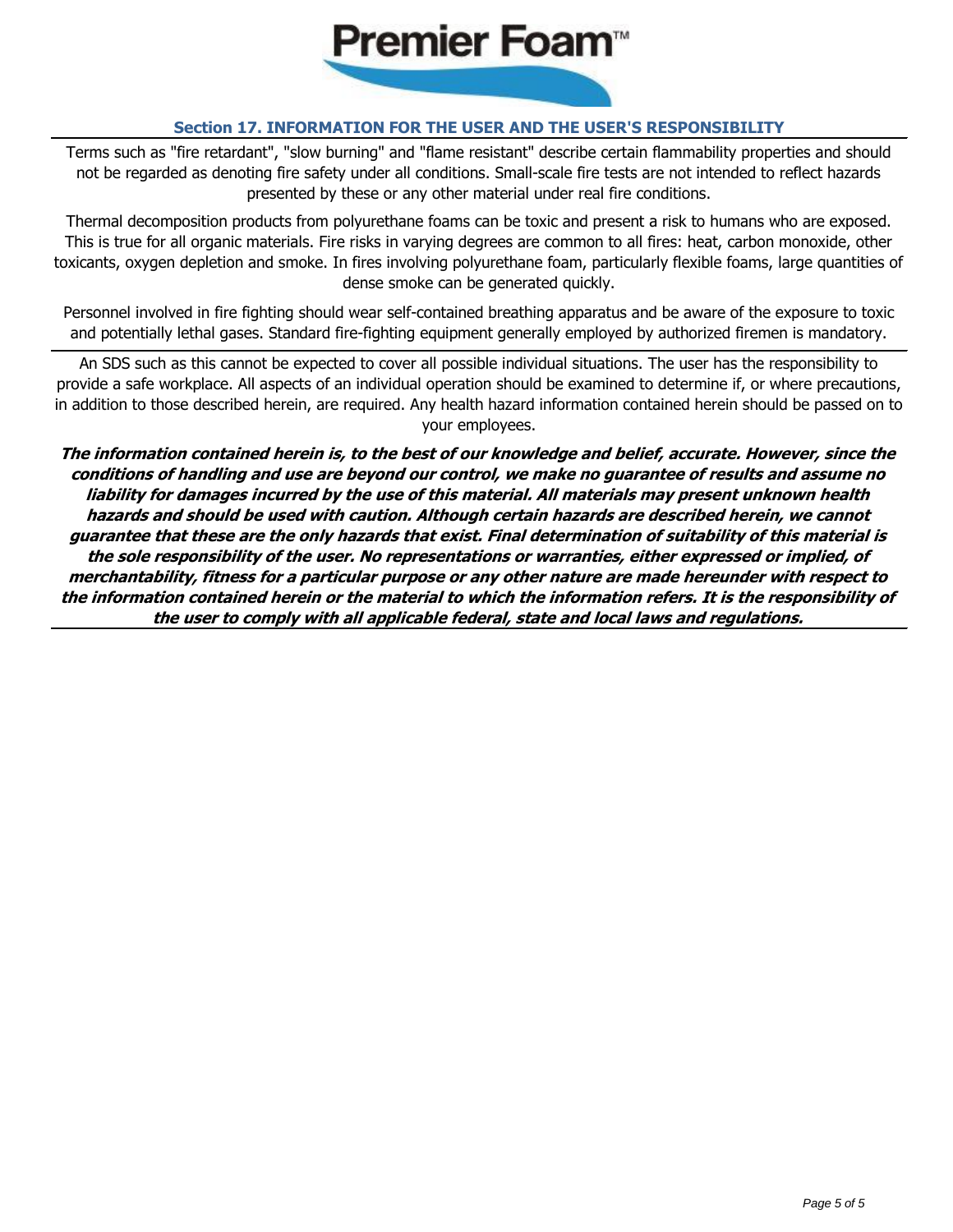## Section 17. INFORMATION FOR THE USER AND THE USER'S RESPONSIBILITY

Terms such as "fire retardant", "slow burning" and "flame resistant" describe certain flammability properties and should not be regarded as denoting fire safety under all conditions. Small-scale fire tests are not intended to reflect hazards presented by these or any other material under real fire conditions.

Thermal decomposition products from polyurethane foams can be toxic and present a risk to humans who are exposed. This is true for all organic materials. Fire risks in varying degrees are common to all fires: heat, carbon monoxide, other toxicants, oxygen depletion and smoke. In fires involving polyurethane foam, particularly flexible foams, large quantities of dense smoke can be generated quickly.

Personnel involved in fire fighting should wear self-contained breathing apparatus and be aware of the exposure to toxic and potentially lethal gases. Standard fire-fighting equipment generally employed by authorized firemen is mandatory.

---

An SDS such as this cannot be expected to cover all possible individual situations. The user has the responsibility to provide a safe workplace. All aspects of an individual operation should be examined to determine if, or where precautions, in addition to those described herein, are required. Any health hazard information contained herein should be passed on to your employees.

***The information contained herein is, to the best of our knowledge and belief, accurate. However, since the conditions of handling and use are beyond our control, we make no guarantee of results and assume no liability for damages incurred by the use of this material. All materials may present unknown health hazards and should be used with caution. Although certain hazards are described herein, we cannot guarantee that these are the only hazards that exist. Final determination of suitability of this material is the sole responsibility of the user. No representations or warranties, either expressed or implied, of merchantability, fitness for a particular purpose or any other nature are made hereunder with respect to the information contained herein or the material to which the information refers. It is the responsibility of the user to comply with all applicable federal, state and local laws and regulations.***